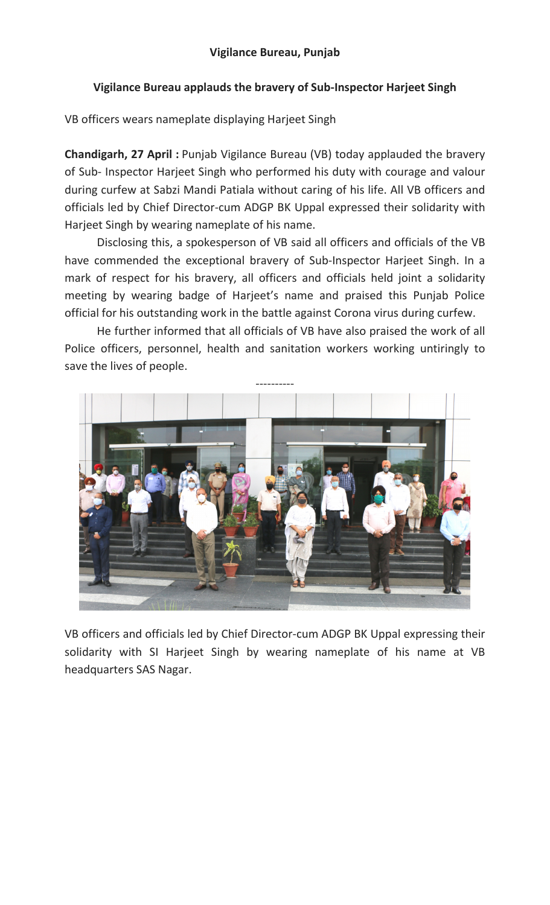**Vigilance Bureau, Punjab**

**Vigilance Bureau applauds the bravery of Sub-Inspector Harjeet Singh**

VB officers wears nameplate displaying Harjeet Singh

**Chandigarh, 27 April :** Punjab Vigilance Bureau (VB) today applauded the bravery of Sub- Inspector Harjeet Singh who performed his duty with courage and valour during curfew at Sabzi Mandi Patiala without caring of his life. All VB officers and officials led by Chief Director-cum ADGP BK Uppal expressed their solidarity with Harjeet Singh by wearing nameplate of his name.

Disclosing this, a spokesperson of VB said all officers and officials of the VB have commended the exceptional bravery of Sub-Inspector Harjeet Singh. In a mark of respect for his bravery, all officers and officials held joint a solidarity meeting by wearing badge of Harjeet's name and praised this Punjab Police official for his outstanding work in the battle against Corona virus during curfew.

He further informed that all officials of VB have also praised the work of all Police officers, personnel, health and sanitation workers working untiringly to save the lives of people.

----------

VB officers and officials led by Chief Director-cum ADGP BK Uppal expressing their solidarity with SI Harjeet Singh by wearing nameplate of his name at VB headquarters SAS Nagar.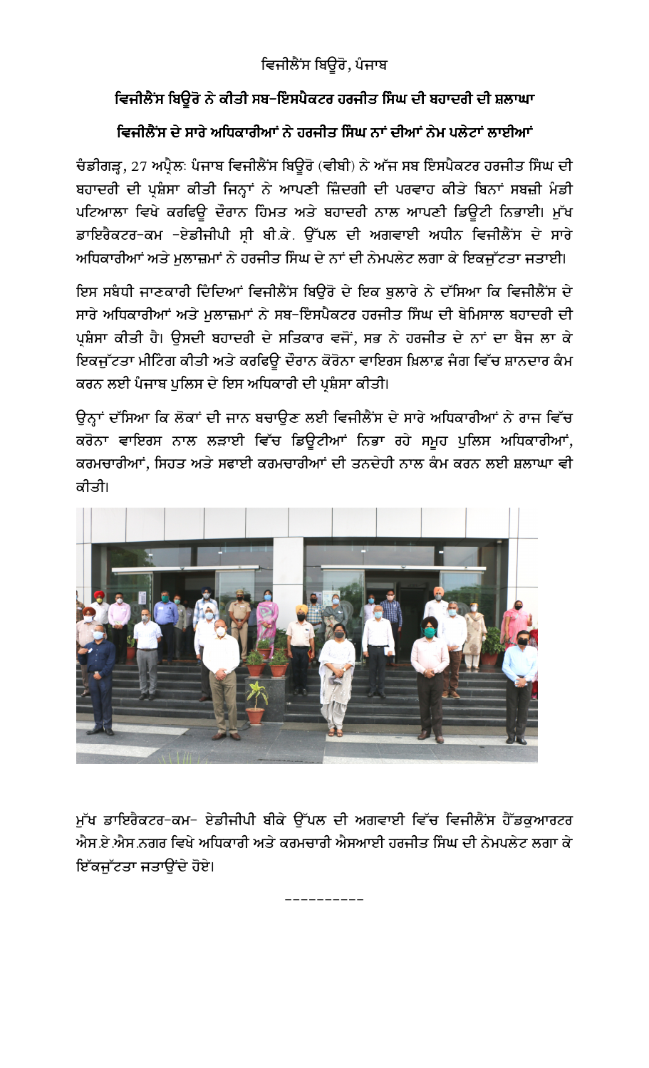ਵਿਜੀਲੈਂਸ ਬਿਊਰੋ, ਪੰਜਾਬ

## ਵਿਜੀਲੈਂਸ ਬਿਊਰੋ ਨੇ ਕੀਤੀ ਸਬ-ਇੰਸਪੈਕਟਰ ਹਰਜੀਤ ਸਿੰਘ ਦੀ ਬਹਾਦਰੀ ਦੀ ਸ਼ਲਾਘਾ

## ਵਿਜੀਲੈਂਸ ਦੇ ਸਾਰੇ ਅਧਿਕਾਰੀਆਂ ਨੇ ਹਰਜੀਤ ਸਿੰਘ ਨਾਂ ਦੀਆਂ ਨੇਮ ਪਲੇਟਾਂ ਲਾਈਆਂ

ਚੰਡੀਗੜ੍ਹ, 27 ਅਪ੍ਰੈਲ: ਪੰਜਾਬ ਵਿਜੀਲੈਂਸ ਬਿਊਰੋ (ਵੀਬੀ) ਨੇ ਅੱਜ ਸਬ ਇੰਸਪੈਕਟਰ ਹਰਜੀਤ ਸਿੰਘ ਦੀ ਬਹਾਦਰੀ ਦੀ ਪ੍ਰਸ਼ੰਸਾ ਕੀਤੀ ਜਿਨ੍ਹਾਂ ਨੇ ਆਪਣੀ ਜ਼ਿੰਦਗੀ ਦੀ ਪਰਵਾਹ ਕੀਤੇ ਬਿਨਾਂ ਸਬਜ਼ੀ ਮੰਡੀ ਪਟਿਆਲਾ ਵਿਖੇ ਕਰਫਿਊ ਦੌਰਾਨ ਹਿੰਮਤ ਅਤੇ ਬਹਾਦਰੀ ਨਾਲ ਆਪਣੀ ਡਿਊਟੀ ਨਿਭਾਈ। ਮੁੱਖ ਡਾਇਰੈਕਟਰ-ਕਮ -ਏਡੀਜੀਪੀ ਸ੍ਰੀ ਬੀ.ਕੇ. ਉੱਪਲ ਦੀ ਅਗਵਾਈ ਅਧੀਨ ਵਿਜੀਲੈਂਸ ਦੇ ਸਾਰੇ ਅਧਿਕਾਰੀਆਂ ਅਤੇ ਮੁਲਾਜ਼ਮਾਂ ਨੇ ਹਰਜੀਤ ਸਿੰਘ ਦੇ ਨਾਂ ਦੀ ਨੇਮਪਲੇਟ ਲਗਾ ਕੇ ਇਕਜੁੱਟਤਾ ਜਤਾਈ।

ਇਸ ਸਬੰਧੀ ਜਾਣਕਾਰੀ ਦਿੰਦਿਆਂ ਵਿਜੀਲੈਂਸ ਬਿਊਰੋ ਦੇ ਇਕ ਬੁਲਾਰੇ ਨੇ ਦੱਸਿਆ ਕਿ ਵਿਜੀਲੈਂਸ ਦੇ ਸਾਰੇ ਅਧਿਕਾਰੀਆਂ ਅਤੇ ਮੁਲਾਜ਼ਮਾਂ ਨੇ ਸਬ-ਇੰਸਪੈਕਟਰ ਹਰਜੀਤ ਸਿੰਘ ਦੀ ਬੇਮਿਸਾਲ ਬਹਾਦਰੀ ਦੀ ਪ੍ਰਸ਼ੰਸਾ ਕੀਤੀ ਹੈ। ਉਸਦੀ ਬਹਾਦਰੀ ਦੇ ਸਤਿਕਾਰ ਵਜੋਂ, ਸਭ ਨੇ ਹਰਜੀਤ ਦੇ ਨਾਂ ਦਾ ਬੈਜ ਲਾ ਕੇ ਇਕਜੁੱਟਤਾ ਮੀਟਿੰਗ ਕੀਤੀ ਅਤੇ ਕਰਫਿਊ ਦੌਰਾਨ ਕੋਰੋਨਾ ਵਾਇਰਸ ਖ਼ਿਲਾਫ਼ ਜੰਗ ਵਿੱਚ ਸ਼ਾਨਦਾਰ ਕੰਮ ਕਰਨ ਲਈ ਪੰਜਾਬ ਪੁਲਿਸ ਦੇ ਇਸ ਅਧਿਕਾਰੀ ਦੀ ਪ੍ਰਸ਼ੰਸਾ ਕੀਤੀ।

ਉਨ੍ਹਾਂ ਦੱਸਿਆ ਕਿ ਲੋਕਾਂ ਦੀ ਜਾਨ ਬਚਾਉਣ ਲਈ ਵਿਜੀਲੈਂਸ ਦੇ ਸਾਰੇ ਅਧਿਕਾਰੀਆਂ ਨੇ ਰਾਜ ਵਿੱਚ ਕਰੋਨਾ ਵਾਇਰਸ ਨਾਲ ਲੜਾਈ ਵਿੱਚ ਡਿਊਟੀਆਂ ਨਿਭਾ ਰਹੇ ਸਮੂਹ ਪੁਲਿਸ ਅਧਿਕਾਰੀਆਂ, ਕਰਮਚਾਰੀਆਂ, ਸਿਹਤ ਅਤੇ ਸਫਾਈ ਕਰਮਚਾਰੀਆਂ ਦੀ ਤਨਦੇਹੀ ਨਾਲ ਕੰਮ ਕਰਨ ਲਈ ਸ਼ਲਾਘਾ ਵੀ ਕੀਤੀ।

ਮੁੱਖ ਡਾਇਰੈਕਟਰ-ਕਮ- ਏਡੀਜੀਪੀ ਬੀਕੇ ਉੱਪਲ ਦੀ ਅਗਵਾਈ ਵਿੱਚ ਵਿਜੀਲੈਂਸ ਹੈੱਡਕੁਆਰਟਰ ਐਸ.ਏ.ਐਸ.ਨਗਰ ਵਿਖੇ ਅਧਿਕਾਰੀ ਅਤੇ ਕਰਮਚਾਰੀ ਐਸਆਈ ਹਰਜੀਤ ਸਿੰਘ ਦੀ ਨੇਮਪਲੇਟ ਲਗਾ ਕੇ ਇੱਕਜੁੱਟਤਾ ਜਤਾਉਂਦੇ ਹੋਏ।

----------